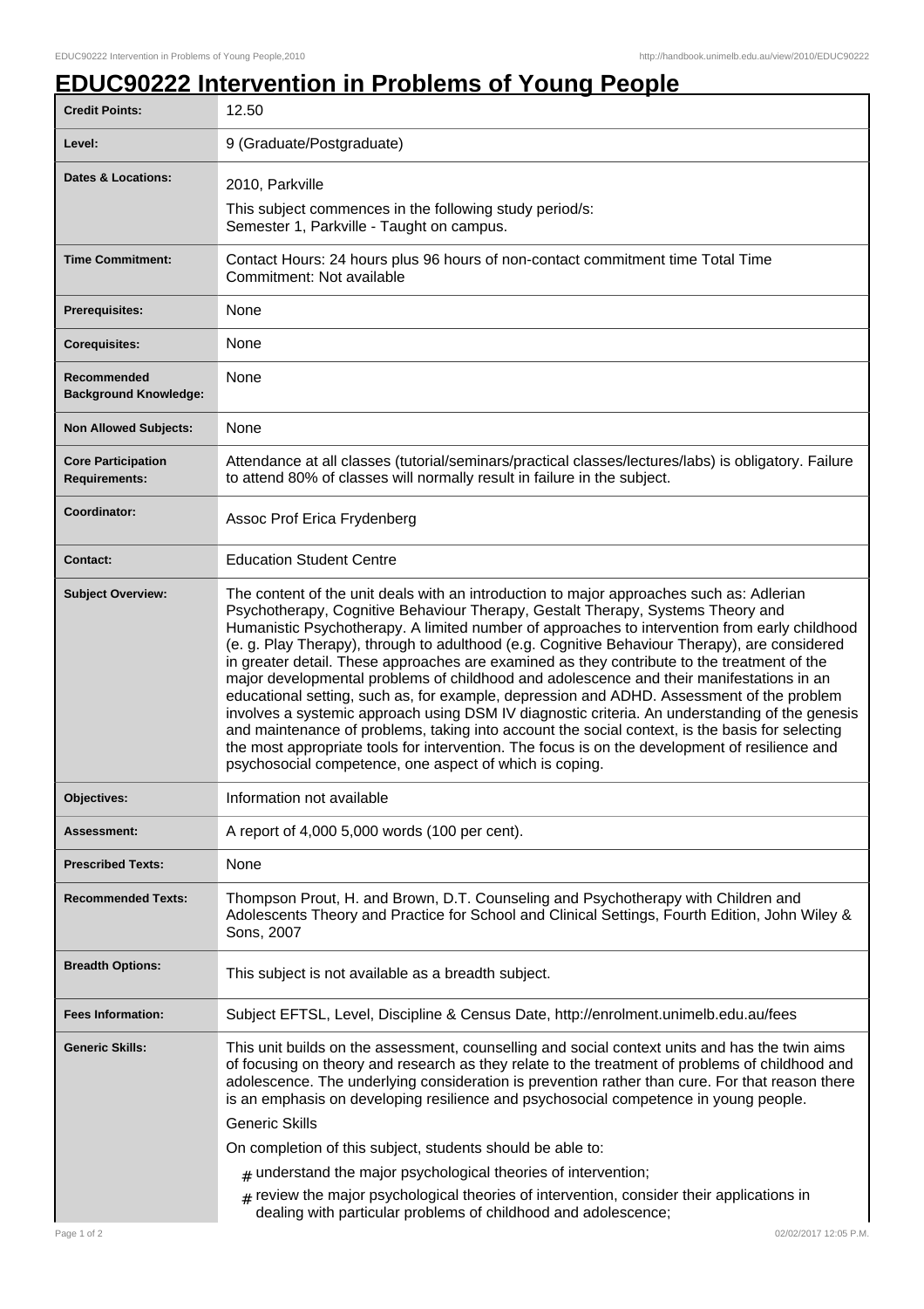# EDUC90222 Intervention in Problems of Young People

| | |
|---|---|
| **Credit Points:** | 12.50 |
| **Level:** | 9 (Graduate/Postgraduate) |
| **Dates & Locations:** | 2010, Parkville<br>This subject commences in the following study period/s:<br>Semester 1, Parkville - Taught on campus. |
| **Time Commitment:** | Contact Hours: 24 hours plus 96 hours of non-contact commitment time Total Time Commitment: Not available |
| **Prerequisites:** | None |
| **Corequisites:** | None |
| **Recommended Background Knowledge:** | None |
| **Non Allowed Subjects:** | None |
| **Core Participation Requirements:** | Attendance at all classes (tutorial/seminars/practical classes/lectures/labs) is obligatory. Failure to attend 80% of classes will normally result in failure in the subject. |
| **Coordinator:** | Assoc Prof Erica Frydenberg |
| **Contact:** | Education Student Centre |
| **Subject Overview:** | The content of the unit deals with an introduction to major approaches such as: Adlerian Psychotherapy, Cognitive Behaviour Therapy, Gestalt Therapy, Systems Theory and Humanistic Psychotherapy. A limited number of approaches to intervention from early childhood (e. g. Play Therapy), through to adulthood (e.g. Cognitive Behaviour Therapy), are considered in greater detail. These approaches are examined as they contribute to the treatment of the major developmental problems of childhood and adolescence and their manifestations in an educational setting, such as, for example, depression and ADHD. Assessment of the problem involves a systemic approach using DSM IV diagnostic criteria. An understanding of the genesis and maintenance of problems, taking into account the social context, is the basis for selecting the most appropriate tools for intervention. The focus is on the development of resilience and psychosocial competence, one aspect of which is coping. |
| **Objectives:** | Information not available |
| **Assessment:** | A report of 4,000 5,000 words (100 per cent). |
| **Prescribed Texts:** | None |
| **Recommended Texts:** | Thompson Prout, H. and Brown, D.T. Counseling and Psychotherapy with Children and Adolescents Theory and Practice for School and Clinical Settings, Fourth Edition, John Wiley & Sons, 2007 |
| **Breadth Options:** | This subject is not available as a breadth subject. |
| **Fees Information:** | Subject EFTSL, Level, Discipline & Census Date, http://enrolment.unimelb.edu.au/fees |
| **Generic Skills:** | This unit builds on the assessment, counselling and social context units and has the twin aims of focusing on theory and research as they relate to the treatment of problems of childhood and adolescence. The underlying consideration is prevention rather than cure. For that reason there is an emphasis on developing resilience and psychosocial competence in young people.<br>Generic Skills<br>On completion of this subject, students should be able to:<br># understand the major psychological theories of intervention;<br># review the major psychological theories of intervention, consider their applications in dealing with particular problems of childhood and adolescence; |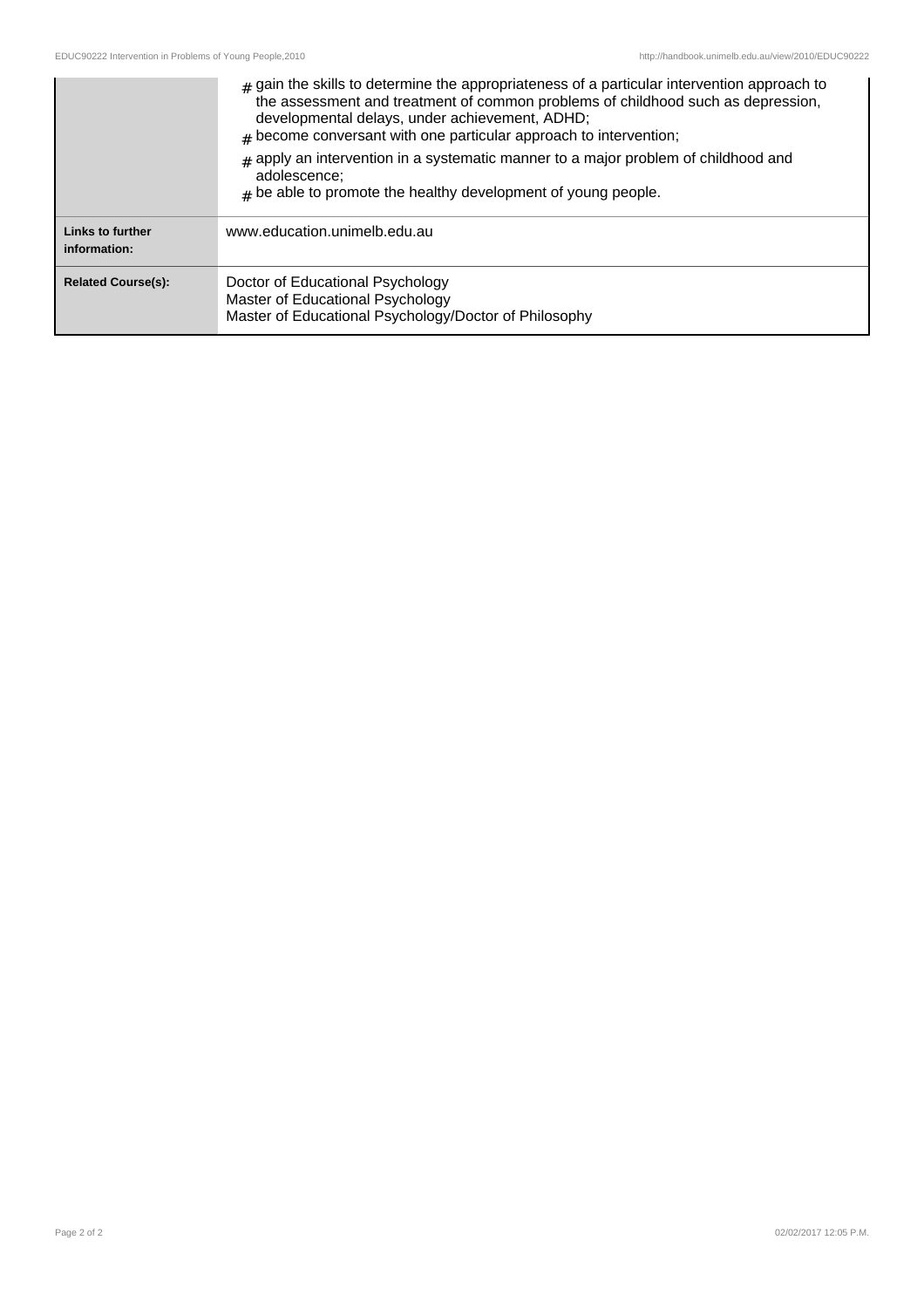| | |
|---|---|
| | # gain the skills to determine the appropriateness of a particular intervention approach to the assessment and treatment of common problems of childhood such as depression, developmental delays, under achievement, ADHD;<br># become conversant with one particular approach to intervention;<br># apply an intervention in a systematic manner to a major problem of childhood and adolescence;<br># be able to promote the healthy development of young people. |
| **Links to further information:** | www.education.unimelb.edu.au |
| **Related Course(s):** | Doctor of Educational Psychology<br>Master of Educational Psychology<br>Master of Educational Psychology/Doctor of Philosophy |